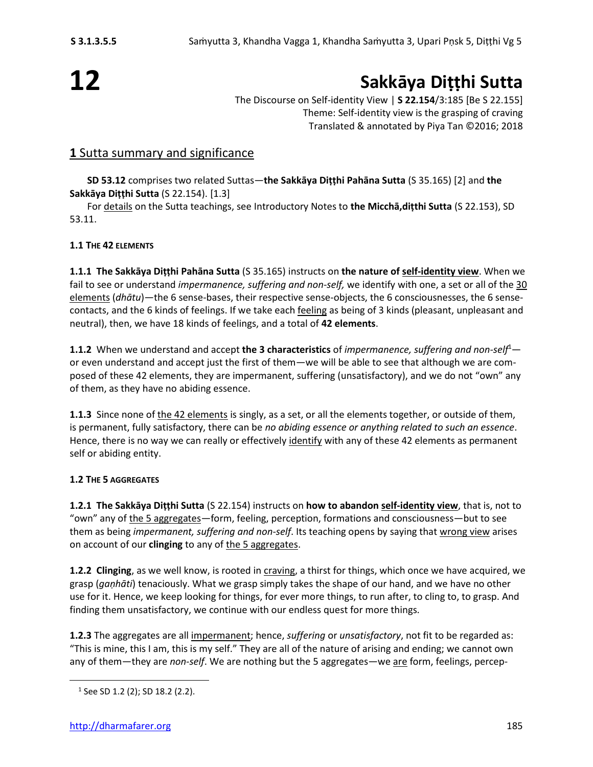# 12 Sakkāya Diṭṭhi Sutta

The Discourse on Self-identity View | **S 22.154**/3:185 [Be S 22.155]
Theme: Self-identity view is the grasping of craving
Translated & annotated by Piya Tan ©2016; 2018

## 1 Sutta summary and significance

**SD 53.12** comprises two related Suttas—**the Sakkāya Diṭṭhi Pahāna Sutta** (S 35.165) [2] and **the Sakkāya Diṭṭhi Sutta** (S 22.154). [1.3]

For details on the Sutta teachings, see Introductory Notes to **the Micchā,diṭṭhi Sutta** (S 22.153), SD 53.11.

### 1.1 The 42 elements

**1.1.1 The Sakkāya Diṭṭhi Pahāna Sutta** (S 35.165) instructs on **the nature of self-identity view**. When we fail to see or understand *impermanence, suffering and non-self,* we identify with one, a set or all of the 30 elements (*dhātu*)—the 6 sense-bases, their respective sense-objects, the 6 consciousnesses, the 6 sense-contacts, and the 6 kinds of feelings. If we take each feeling as being of 3 kinds (pleasant, unpleasant and neutral), then, we have 18 kinds of feelings, and a total of **42 elements**.

**1.1.2** When we understand and accept **the 3 characteristics** of *impermanence, suffering and non-self*[1]—or even understand and accept just the first of them—we will be able to see that although we are composed of these 42 elements, they are impermanent, suffering (unsatisfactory), and we do not "own" any of them, as they have no abiding essence.

**1.1.3** Since none of the 42 elements is singly, as a set, or all the elements together, or outside of them, is permanent, fully satisfactory, there can be *no abiding essence or anything related to such an essence*. Hence, there is no way we can really or effectively identify with any of these 42 elements as permanent self or abiding entity.

### 1.2 The 5 aggregates

**1.2.1 The Sakkāya Diṭṭhi Sutta** (S 22.154) instructs on **how to abandon self-identity view**, that is, not to "own" any of the 5 aggregates—form, feeling, perception, formations and consciousness—but to see them as being *impermanent, suffering and non-self*. Its teaching opens by saying that wrong view arises on account of our **clinging** to any of the 5 aggregates.

**1.2.2 Clinging**, as we well know, is rooted in craving, a thirst for things, which once we have acquired, we grasp (*gaṇhāti*) tenaciously. What we grasp simply takes the shape of our hand, and we have no other use for it. Hence, we keep looking for things, for ever more things, to run after, to cling to, to grasp. And finding them unsatisfactory, we continue with our endless quest for more things.

**1.2.3** The aggregates are all impermanent; hence, *suffering* or *unsatisfactory*, not fit to be regarded as: "This is mine, this I am, this is my self." They are all of the nature of arising and ending; we cannot own any of them—they are *non-self*. We are nothing but the 5 aggregates—we are form, feelings, percep-

[1] See SD 1.2 (2); SD 18.2 (2.2).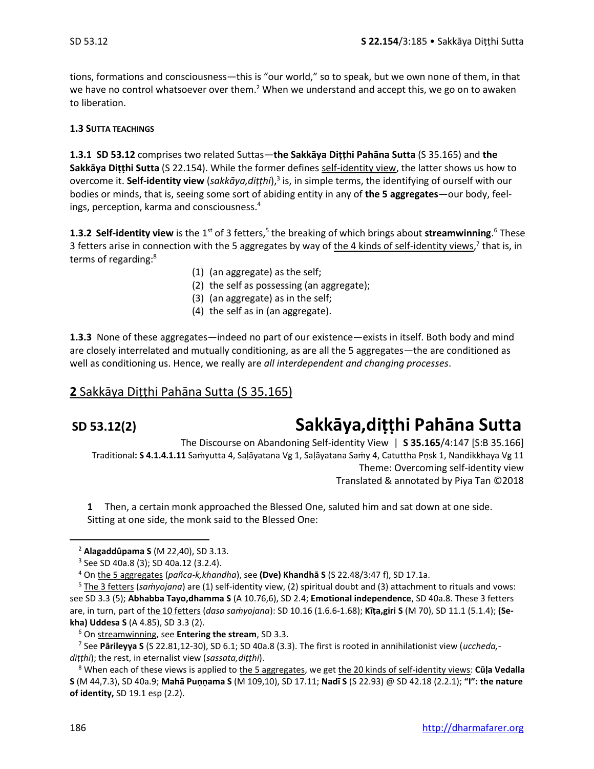tions, formations and consciousness—this is "our world," so to speak, but we own none of them, in that we have no control whatsoever over them.[2] When we understand and accept this, we go on to awaken to liberation.

#### 1.3 SUTTA TEACHINGS

**1.3.1 SD 53.12** comprises two related Suttas—**the Sakkāya Diṭṭhi Pahāna Sutta** (S 35.165) and **the Sakkāya Diṭṭhi Sutta** (S 22.154). While the former defines self-identity view, the latter shows us how to overcome it. **Self-identity view** (*sakkāya,diṭṭhi*),[3] is, in simple terms, the identifying of ourself with our bodies or minds, that is, seeing some sort of abiding entity in any of **the 5 aggregates**—our body, feelings, perception, karma and consciousness.[4]

**1.3.2 Self-identity view** is the 1st of 3 fetters,[5] the breaking of which brings about **streamwinning**.[6] These 3 fetters arise in connection with the 5 aggregates by way of the 4 kinds of self-identity views,[7] that is, in terms of regarding:[8]

(1) (an aggregate) as the self;
(2) the self as possessing (an aggregate);
(3) (an aggregate) as in the self;
(4) the self as in (an aggregate).

**1.3.3** None of these aggregates—indeed no part of our existence—exists in itself. Both body and mind are closely interrelated and mutually conditioning, as are all the 5 aggregates—the are conditioned as well as conditioning us. Hence, we really are *all interdependent and changing processes*.

## 2 Sakkāya Diṭṭhi Pahāna Sutta (S 35.165)

**SD 53.12(2)**

# Sakkāya,diṭṭhi Pahāna Sutta

The Discourse on Abandoning Self-identity View | **S 35.165**/4:147 [S:B 35.166]
Traditional: **S 4.1.4.1.11** Saṁyutta 4, Saḷāyatana Vg 1, Saḷāyatana Saṁy 4, Catuttha Pṇsk 1, Nandikkhaya Vg 11
Theme: Overcoming self-identity view
Translated & annotated by Piya Tan ©2018

**1** Then, a certain monk approached the Blessed One, saluted him and sat down at one side. Sitting at one side, the monk said to the Blessed One:

---

[2] **Alagaddûpama S** (M 22,40), SD 3.13.

[3] See SD 40a.8 (3); SD 40a.12 (3.2.4).

[4] On the 5 aggregates (*pañca-k,khandha*), see **(Dve) Khandhā S** (S 22.48/3:47 f), SD 17.1a.

[5] The 3 fetters (*saṁyojana*) are (1) self-identity view, (2) spiritual doubt and (3) attachment to rituals and vows: see SD 3.3 (5); **Abhabba Tayo,dhamma S** (A 10.76,6), SD 2.4; **Emotional independence**, SD 40a.8. These 3 fetters are, in turn, part of the 10 fetters (*dasa saṁyojana*): SD 10.16 (1.6.6-1.68); **Kīṭa,giri S** (M 70), SD 11.1 (5.1.4); **(Sekha) Uddesa S** (A 4.85), SD 3.3 (2).

[6] On streamwinning, see **Entering the stream**, SD 3.3.

[7] See **Pārileyya S** (S 22.81,12-30), SD 6.1; SD 40a.8 (3.3). The first is rooted in annihilationist view (*uccheda,diṭṭhi*); the rest, in eternalist view (*sassata,diṭṭhi*).

[8] When each of these views is applied to the 5 aggregates, we get the 20 kinds of self-identity views: **Cūḷa Vedalla S** (M 44,7.3), SD 40a.9; **Mahā Puṇṇama S** (M 109,10), SD 17.11; **Nadī S** (S 22.93) @ SD 42.18 (2.2.1); **"I": the nature of identity,** SD 19.1 esp (2.2).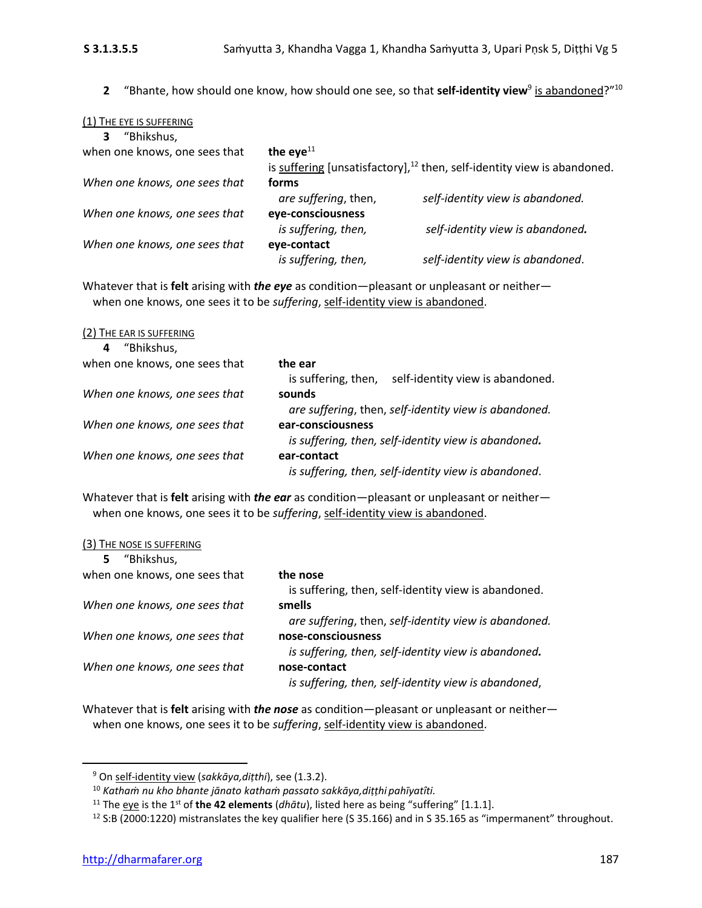**2** "Bhante, how should one know, how should one see, so that **self-identity view**[9] is abandoned?"[10]

(1) THE EYE IS SUFFERING

**3** "Bhikshus,

when one knows, one sees that **the eye**[11] is suffering [unsatisfactory],[12] then, self-identity view is abandoned.

*When one knows, one sees that* **forms** *are suffering*, then, *self-identity view is abandoned.*

*When one knows, one sees that* **eye-consciousness** *is suffering, then, self-identity view is abandoned.*

*When one knows, one sees that* **eye-contact** *is suffering, then, self-identity view is abandoned*.

Whatever that is **felt** arising with ***the eye*** as condition—pleasant or unpleasant or neither—when one knows, one sees it to be *suffering*, self-identity view is abandoned.

(2) THE EAR IS SUFFERING

**4** "Bhikshus,

when one knows, one sees that **the ear** is suffering, then, self-identity view is abandoned.

*When one knows, one sees that* **sounds** *are suffering*, then, *self-identity view is abandoned.*

*When one knows, one sees that* **ear-consciousness** *is suffering, then, self-identity view is abandoned.*

*When one knows, one sees that* **ear-contact** *is suffering, then, self-identity view is abandoned*.

Whatever that is **felt** arising with ***the ear*** as condition—pleasant or unpleasant or neither—when one knows, one sees it to be *suffering*, self-identity view is abandoned.

(3) THE NOSE IS SUFFERING

**5** "Bhikshus,

when one knows, one sees that **the nose** is suffering, then, self-identity view is abandoned.

*When one knows, one sees that* **smells** *are suffering*, then, *self-identity view is abandoned.*

*When one knows, one sees that* **nose-consciousness** *is suffering, then, self-identity view is abandoned.*

*When one knows, one sees that* **nose-contact** *is suffering, then, self-identity view is abandoned*,

Whatever that is **felt** arising with ***the nose*** as condition—pleasant or unpleasant or neither—when one knows, one sees it to be *suffering*, self-identity view is abandoned.

---

[9] On self-identity view (*sakkāya,diṭṭhi*), see (1.3.2).

[10] *Kathaṁ nu kho bhante jānato kathaṁ passato sakkāya,diṭṭhi pahīyatîti.*

[11] The eye is the 1st of **the 42 elements** (*dhātu*), listed here as being "suffering" [1.1.1].

[12] S:B (2000:1220) mistranslates the key qualifier here (S 35.166) and in S 35.165 as "impermanent" throughout.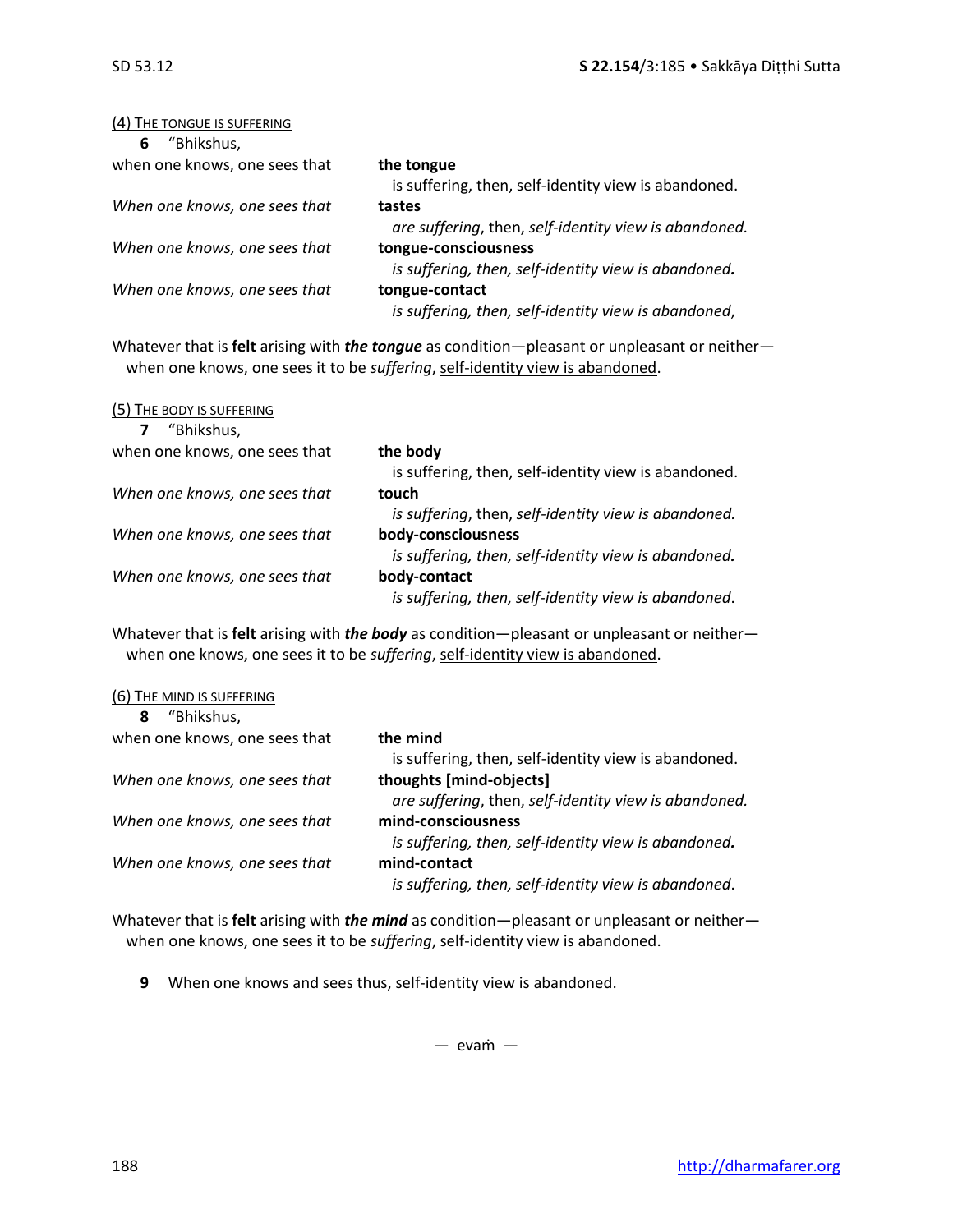<u>(4) THE TONGUE IS SUFFERING</u>

**6** "Bhikshus,

when one knows, one sees that **the tongue**
is suffering, then, self-identity view is abandoned.

*When one knows, one sees that* **tastes**
*are suffering*, then, *self-identity view is abandoned.*

*When one knows, one sees that* **tongue-consciousness**
*is suffering, then, self-identity view is abandoned.*

*When one knows, one sees that* **tongue-contact**
*is suffering, then, self-identity view is abandoned*,

Whatever that is **felt** arising with ***the tongue*** as condition—pleasant or unpleasant or neither—
when one knows, one sees it to be *suffering*, <u>self-identity view is abandoned</u>.

<u>(5) THE BODY IS SUFFERING</u>

**7** "Bhikshus,

when one knows, one sees that **the body**
is suffering, then, self-identity view is abandoned.

*When one knows, one sees that* **touch**
*is suffering*, then, *self-identity view is abandoned.*

*When one knows, one sees that* **body-consciousness**
*is suffering, then, self-identity view is abandoned.*

*When one knows, one sees that* **body-contact**
*is suffering, then, self-identity view is abandoned*.

Whatever that is **felt** arising with ***the body*** as condition—pleasant or unpleasant or neither—
when one knows, one sees it to be *suffering*, <u>self-identity view is abandoned</u>.

<u>(6) THE MIND IS SUFFERING</u>

**8** "Bhikshus,

when one knows, one sees that **the mind**
is suffering, then, self-identity view is abandoned.

*When one knows, one sees that* **thoughts [mind-objects]**
*are suffering*, then, *self-identity view is abandoned.*

*When one knows, one sees that* **mind-consciousness**
*is suffering, then, self-identity view is abandoned.*

*When one knows, one sees that* **mind-contact**
*is suffering, then, self-identity view is abandoned*.

Whatever that is **felt** arising with ***the mind*** as condition—pleasant or unpleasant or neither—
when one knows, one sees it to be *suffering*, <u>self-identity view is abandoned</u>.

**9** When one knows and sees thus, self-identity view is abandoned.

— evaṁ —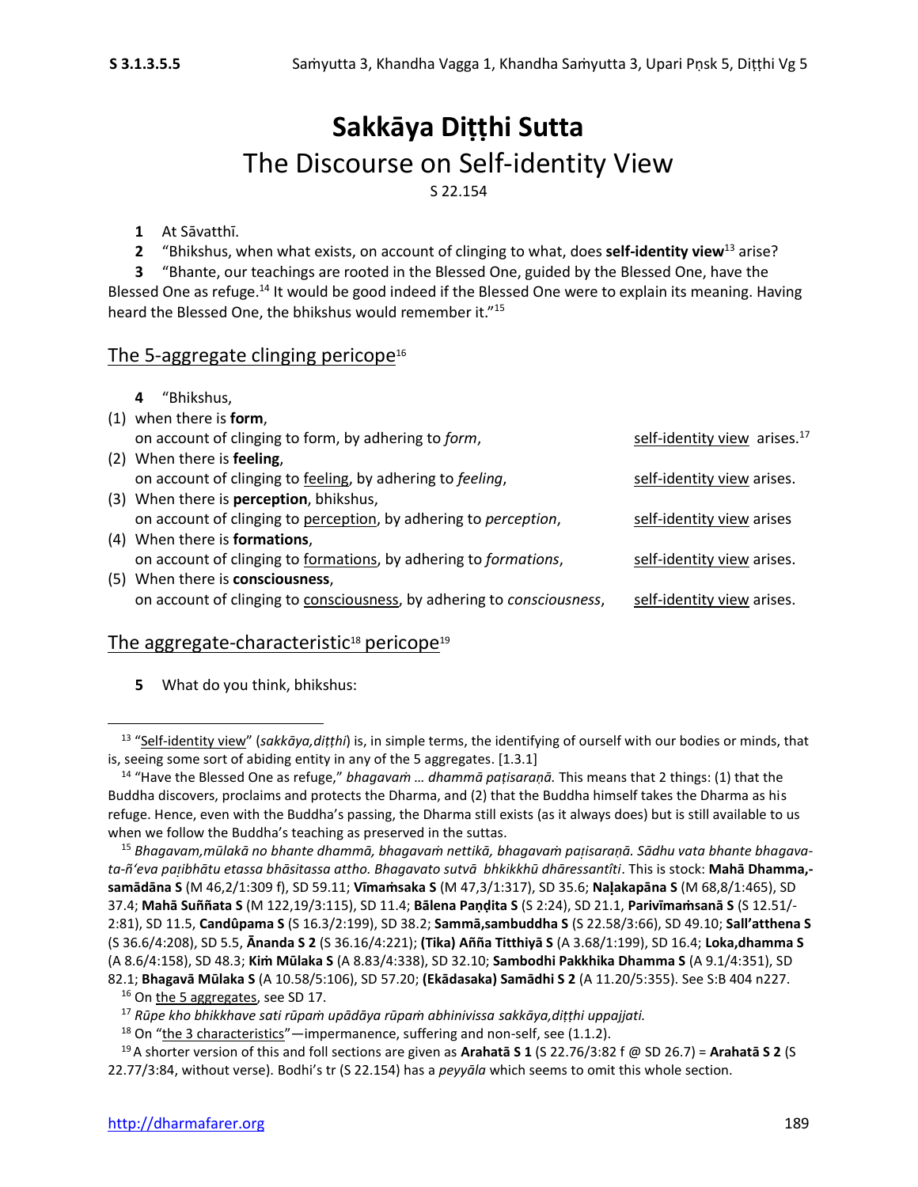# Sakkāya Diṭṭhi Sutta

## The Discourse on Self-identity View

S 22.154

**1** At Sāvatthī.

**2** "Bhikshus, when what exists, on account of clinging to what, does **self-identity view**[13] arise?

**3** "Bhante, our teachings are rooted in the Blessed One, guided by the Blessed One, have the Blessed One as refuge.[14] It would be good indeed if the Blessed One were to explain its meaning. Having heard the Blessed One, the bhikshus would remember it."[15]

### The 5-aggregate clinging pericope[16]

**4** "Bhikshus,

(1) when there is **form**,
on account of clinging to form, by adhering to *form*, self-identity view arises.[17]

(2) When there is **feeling**,
on account of clinging to feeling, by adhering to *feeling*, self-identity view arises.

(3) When there is **perception**, bhikshus,
on account of clinging to perception, by adhering to *perception*, self-identity view arises

(4) When there is **formations**,
on account of clinging to formations, by adhering to *formations*, self-identity view arises.

(5) When there is **consciousness**,
on account of clinging to consciousness, by adhering to *consciousness*, self-identity view arises.

### The aggregate-characteristic[18] pericope[19]

**5** What do you think, bhikshus:

---

[13] "Self-identity view" (*sakkāya,diṭṭhi*) is, in simple terms, the identifying of ourself with our bodies or minds, that is, seeing some sort of abiding entity in any of the 5 aggregates. [1.3.1]

[14] "Have the Blessed One as refuge," *bhagavaṁ … dhammā paṭisaraṇā.* This means that 2 things: (1) that the Buddha discovers, proclaims and protects the Dharma, and (2) that the Buddha himself takes the Dharma as his refuge. Hence, even with the Buddha's passing, the Dharma still exists (as it always does) but is still available to us when we follow the Buddha's teaching as preserved in the suttas.

[15] *Bhagavam,mūlakā no bhante dhammā, bhagavaṁ nettikā, bhagavaṁ paṭisaraṇā. Sādhu vata bhante bhagavata-ñ'eva paṭibhātu etassa bhāsitassa attho. Bhagavato sutvā bhikkhū dhāressantîti*. This is stock: **Mahā Dhamma,-samādāna S** (M 46,2/1:309 f), SD 59.11; **Vīmaṁsaka S** (M 47,3/1:317), SD 35.6; **Naḷakapāna S** (M 68,8/1:465), SD 37.4; **Mahā Suññata S** (M 122,19/3:115), SD 11.4; **Bālena Paṇḍita S** (S 2:24), SD 21.1, **Parivīmaṁsanā S** (S 12.51/-2:81), SD 11.5, **Candûpama S** (S 16.3/2:199), SD 38.2; **Sammā,sambuddha S** (S 22.58/3:66), SD 49.10; **Sall'atthena S** (S 36.6/4:208), SD 5.5, **Ānanda S 2** (S 36.16/4:221); **(Tika) Añña Titthiyā S** (A 3.68/1:199), SD 16.4; **Loka,dhamma S** (A 8.6/4:158), SD 48.3; **Kiṁ Mūlaka S** (A 8.83/4:338), SD 32.10; **Sambodhi Pakkhika Dhamma S** (A 9.1/4:351), SD 82.1; **Bhagavā Mūlaka S** (A 10.58/5:106), SD 57.20; **(Ekādasaka) Samādhi S 2** (A 11.20/5:355). See S:B 404 n227.

[16] On the 5 aggregates, see SD 17.

[17] *Rūpe kho bhikkhave sati rūpaṁ upādāya rūpaṁ abhinivissa sakkāya,diṭṭhi uppajjati.*

[18] On "the 3 characteristics"—impermanence, suffering and non-self, see (1.1.2).

[19] A shorter version of this and foll sections are given as **Arahatā S 1** (S 22.76/3:82 f @ SD 26.7) = **Arahatā S 2** (S 22.77/3:84, without verse). Bodhi's tr (S 22.154) has a *peyyāla* which seems to omit this whole section.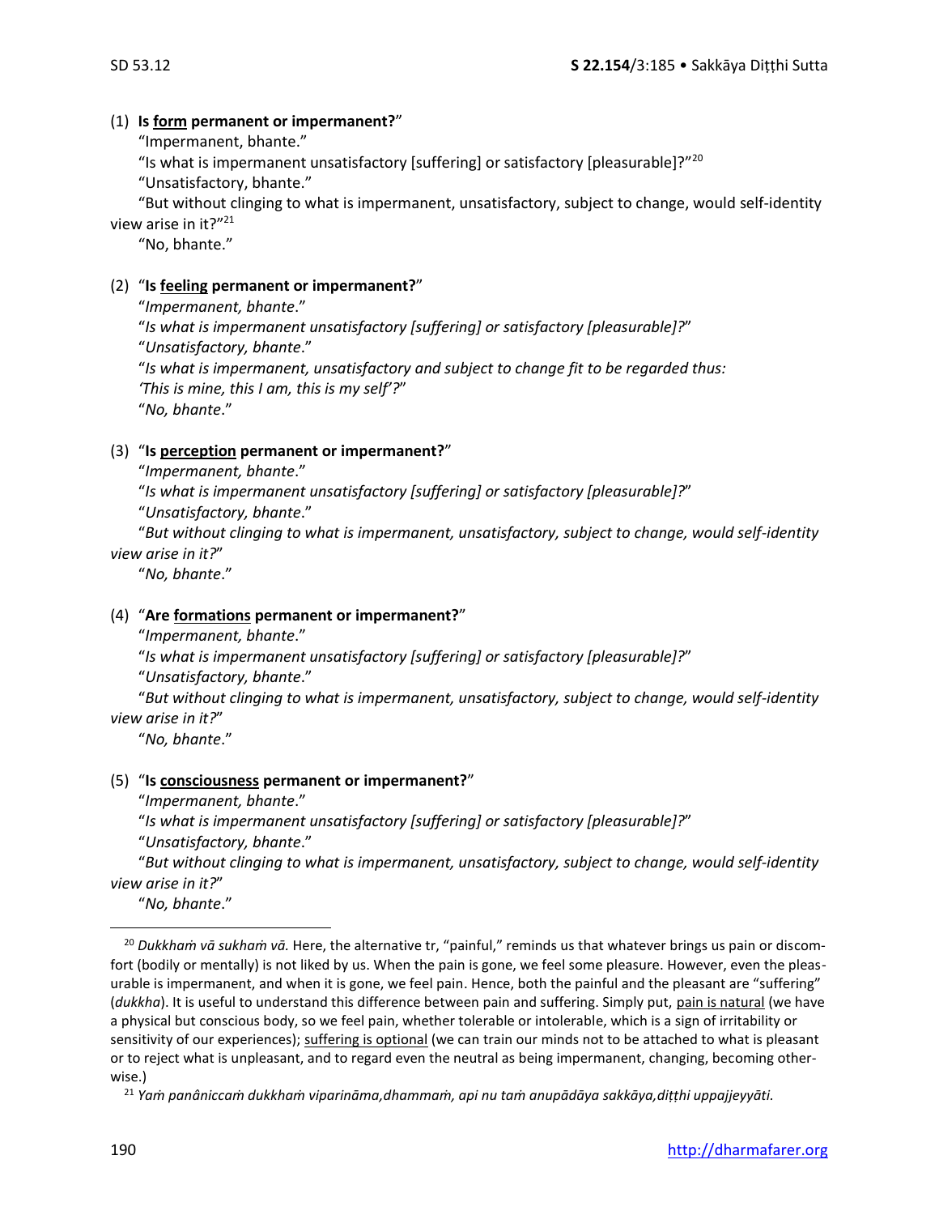(1) **Is <u>form</u> permanent or impermanent?**"

"Impermanent, bhante."

"Is what is impermanent unsatisfactory [suffering] or satisfactory [pleasurable]?"[20]

"Unsatisfactory, bhante."

"But without clinging to what is impermanent, unsatisfactory, subject to change, would self-identity view arise in it?"[21]

"No, bhante."

(2) "**Is <u>feeling</u> permanent or impermanent?**"

"*Impermanent, bhante*."

"*Is what is impermanent unsatisfactory [suffering] or satisfactory [pleasurable]?*"

"*Unsatisfactory, bhante*."

"*Is what is impermanent, unsatisfactory and subject to change fit to be regarded thus: 'This is mine, this I am, this is my self'?*"

"*No, bhante*."

(3) "**Is <u>perception</u> permanent or impermanent?**"

"*Impermanent, bhante*."

"*Is what is impermanent unsatisfactory [suffering] or satisfactory [pleasurable]?*"

"*Unsatisfactory, bhante*."

"*But without clinging to what is impermanent, unsatisfactory, subject to change, would self-identity view arise in it?*"

"*No, bhante*."

(4) "**Are <u>formations</u> permanent or impermanent?**"

"*Impermanent, bhante*."

"*Is what is impermanent unsatisfactory [suffering] or satisfactory [pleasurable]?*"

"*Unsatisfactory, bhante*."

"*But without clinging to what is impermanent, unsatisfactory, subject to change, would self-identity view arise in it?*"

"*No, bhante*."

(5) "**Is <u>consciousness</u> permanent or impermanent?**"

"*Impermanent, bhante*."

"*Is what is impermanent unsatisfactory [suffering] or satisfactory [pleasurable]?*"

"*Unsatisfactory, bhante*."

"*But without clinging to what is impermanent, unsatisfactory, subject to change, would self-identity view arise in it?*"

"*No, bhante*."

---

[20] *Dukkhaṁ vā sukhaṁ vā.* Here, the alternative tr, "painful," reminds us that whatever brings us pain or discomfort (bodily or mentally) is not liked by us. When the pain is gone, we feel some pleasure. However, even the pleasurable is impermanent, and when it is gone, we feel pain. Hence, both the painful and the pleasant are "suffering" (*dukkha*). It is useful to understand this difference between pain and suffering. Simply put, <u>pain is natural</u> (we have a physical but conscious body, so we feel pain, whether tolerable or intolerable, which is a sign of irritability or sensitivity of our experiences); <u>suffering is optional</u> (we can train our minds not to be attached to what is pleasant or to reject what is unpleasant, and to regard even the neutral as being impermanent, changing, becoming otherwise.)

[21] *Yaṁ panâniccaṁ dukkhaṁ vipariṇāma,dhammaṁ, api nu taṁ anupādāya sakkāya,diṭṭhi uppajjeyyāti.*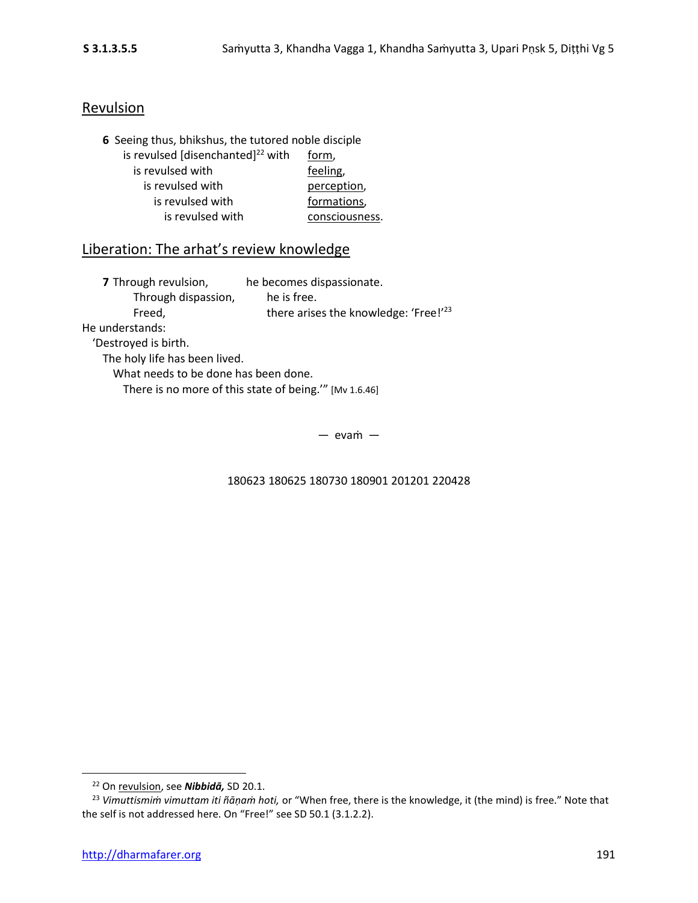## Revulsion

**6** Seeing thus, bhikshus, the tutored noble disciple
is revulsed [disenchanted][22] with form,
is revulsed with feeling,
is revulsed with perception,
is revulsed with formations,
is revulsed with consciousness.

## Liberation: The arhat's review knowledge

**7** Through revulsion, he becomes dispassionate.
Through dispassion, he is free.
Freed, there arises the knowledge: 'Free!'[23]

He understands:
'Destroyed is birth.
The holy life has been lived.
What needs to be done has been done.
There is no more of this state of being.'" [Mv 1.6.46]

— evaṁ —

180623 180625 180730 180901 201201 220428

---

[22] On revulsion, see ***Nibbidā,*** SD 20.1.

[23] *Vimuttismiṁ vimuttam iti ñāṇaṁ hoti,* or "When free, there is the knowledge, it (the mind) is free." Note that the self is not addressed here. On "Free!" see SD 50.1 (3.1.2.2).